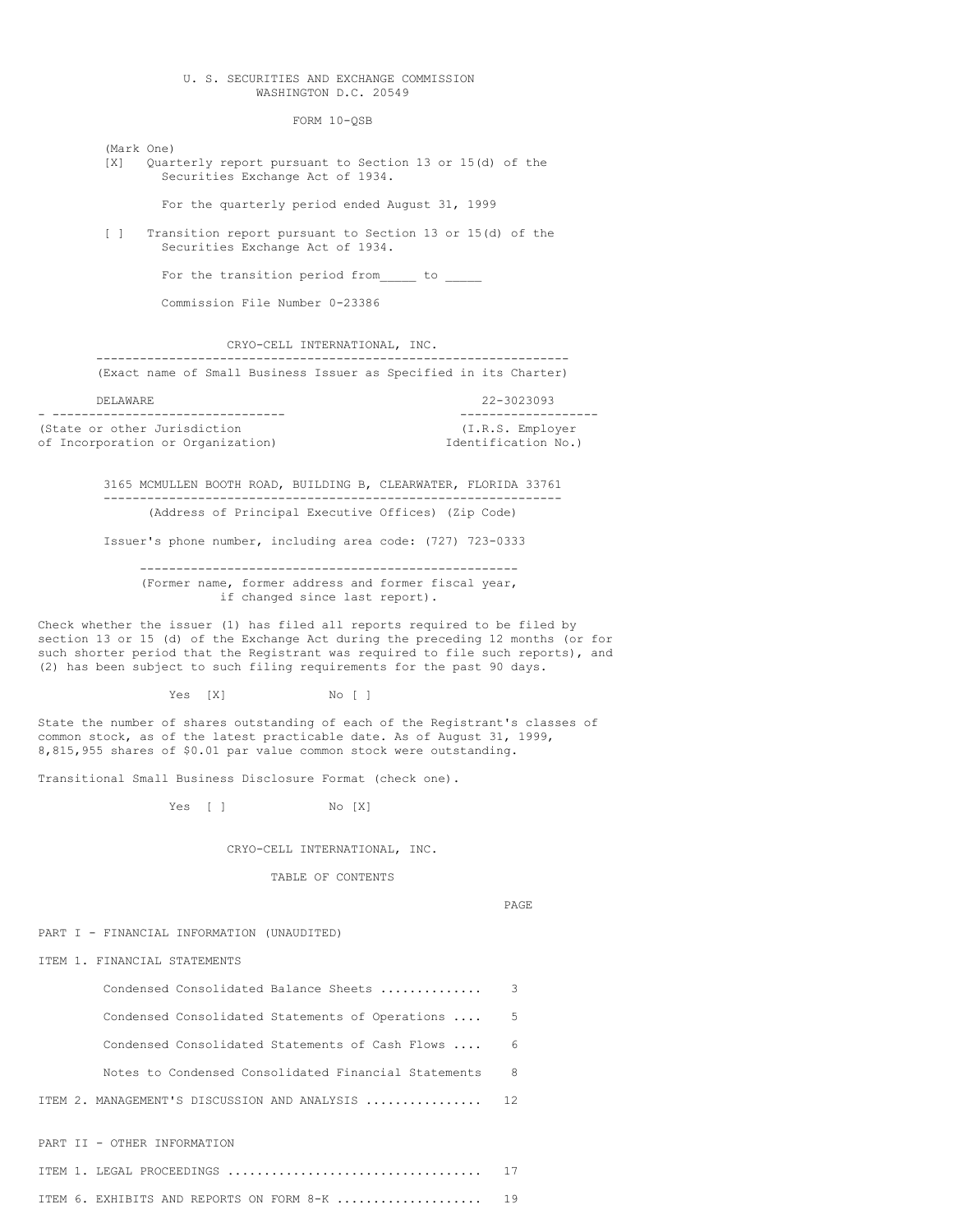U. S. SECURITIES AND EXCHANGE COMMISSION
WASHINGTON D.C. 20549

FORM 10-QSB

(Mark One)

[X] Quarterly report pursuant to Section 13 or 15(d) of the Securities Exchange Act of 1934.

For the quarterly period ended August 31, 1999

[ ] Transition report pursuant to Section 13 or 15(d) of the Securities Exchange Act of 1934.

For the transition period from_____ to _____

Commission File Number 0-23386

# CRYO-CELL INTERNATIONAL, INC.

(Exact name of Small Business Issuer as Specified in its Charter)

| DELAWARE | 22-3023093 |
|---|---|
| (State or other Jurisdiction of Incorporation or Organization) | (I.R.S. Employer Identification No.) |

3165 MCMULLEN BOOTH ROAD, BUILDING B, CLEARWATER, FLORIDA 33761

(Address of Principal Executive Offices) (Zip Code)

Issuer's phone number, including area code: (727) 723-0333

(Former name, former address and former fiscal year, if changed since last report).

Check whether the issuer (1) has filed all reports required to be filed by section 13 or 15 (d) of the Exchange Act during the preceding 12 months (or for such shorter period that the Registrant was required to file such reports), and (2) has been subject to such filing requirements for the past 90 days.

Yes [X] No [ ]

State the number of shares outstanding of each of the Registrant's classes of common stock, as of the latest practicable date. As of August 31, 1999, 8,815,955 shares of $0.01 par value common stock were outstanding.

Transitional Small Business Disclosure Format (check one).

Yes [ ] No [X]

## CRYO-CELL INTERNATIONAL, INC.

### TABLE OF CONTENTS

| | PAGE |
|---|---|
| PART I - FINANCIAL INFORMATION (UNAUDITED) | |
| ITEM 1. FINANCIAL STATEMENTS | |
| Condensed Consolidated Balance Sheets ............. | 3 |
| Condensed Consolidated Statements of Operations .... | 5 |
| Condensed Consolidated Statements of Cash Flows .... | 6 |
| Notes to Condensed Consolidated Financial Statements | 8 |
| ITEM 2. MANAGEMENT'S DISCUSSION AND ANALYSIS ............... | 12 |
| PART II - OTHER INFORMATION | |
| ITEM 1. LEGAL PROCEEDINGS .................................. | 17 |
| ITEM 6. EXHIBITS AND REPORTS ON FORM 8-K .................... | 19 |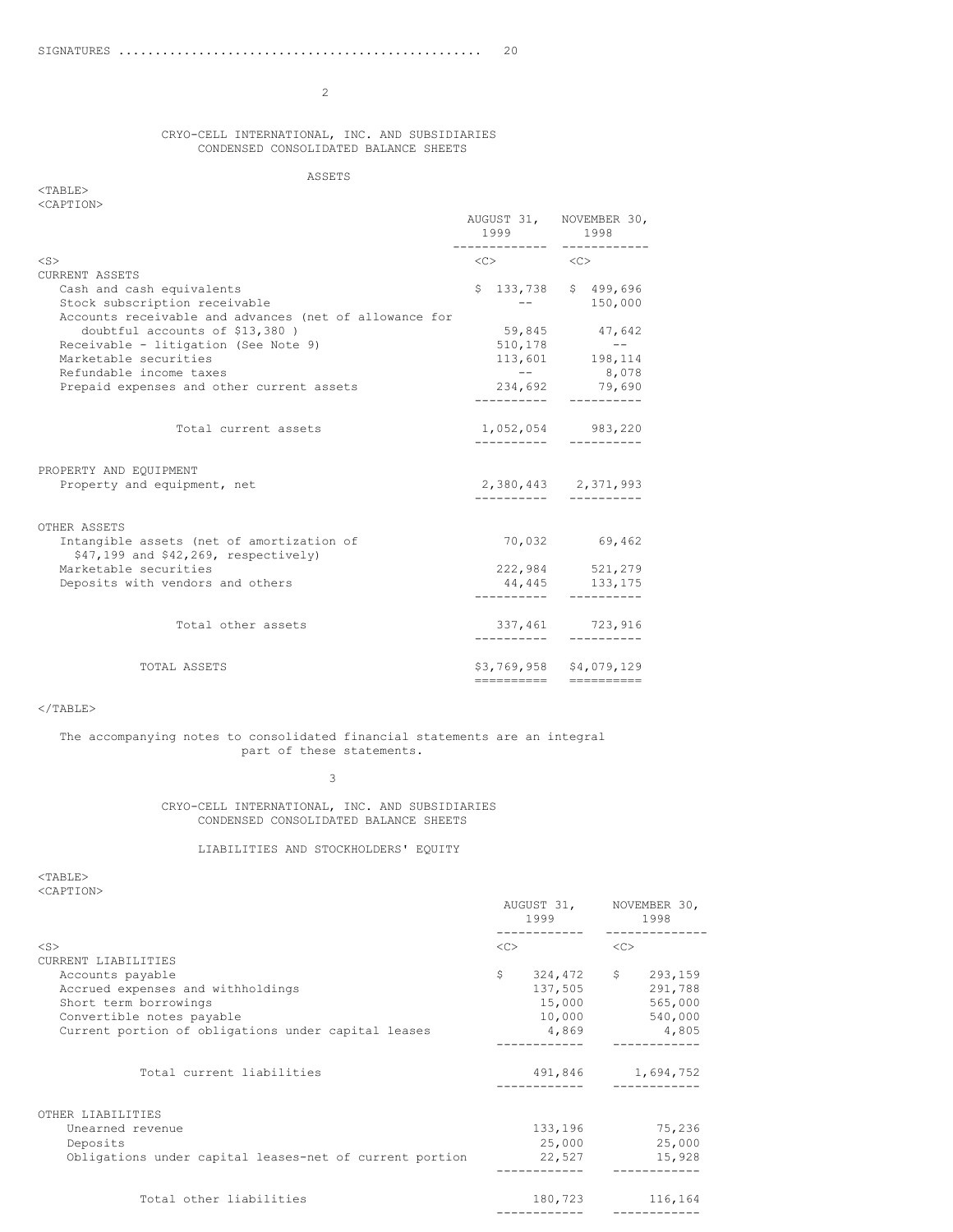SIGNATURES .................................................. 20

## CRYO-CELL INTERNATIONAL, INC. AND SUBSIDIARIES
## CONDENSED CONSOLIDATED BALANCE SHEETS

### ASSETS

| | AUGUST 31, 1999 | NOVEMBER 30, 1998 |
|---|---|---|
| **CURRENT ASSETS** | | |
| Cash and cash equivalents | $ 133,738 | $ 499,696 |
| Stock subscription receivable | -- | 150,000 |
| Accounts receivable and advances (net of allowance for doubtful accounts of $13,380 ) | 59,845 | 47,642 |
| Receivable - litigation (See Note 9) | 510,178 | -- |
| Marketable securities | 113,601 | 198,114 |
| Refundable income taxes | -- | 8,078 |
| Prepaid expenses and other current assets | 234,692 | 79,690 |
| Total current assets | 1,052,054 | 983,220 |
| **PROPERTY AND EQUIPMENT** | | |
| Property and equipment, net | 2,380,443 | 2,371,993 |
| **OTHER ASSETS** | | |
| Intangible assets (net of amortization of $47,199 and $42,269, respectively) | 70,032 | 69,462 |
| Marketable securities | 222,984 | 521,279 |
| Deposits with vendors and others | 44,445 | 133,175 |
| Total other assets | 337,461 | 723,916 |
| TOTAL ASSETS | $3,769,958 | $4,079,129 |

The accompanying notes to consolidated financial statements are an integral part of these statements.

## CRYO-CELL INTERNATIONAL, INC. AND SUBSIDIARIES
## CONDENSED CONSOLIDATED BALANCE SHEETS

### LIABILITIES AND STOCKHOLDERS' EQUITY

| | AUGUST 31, 1999 | NOVEMBER 30, 1998 |
|---|---|---|
| **CURRENT LIABILITIES** | | |
| Accounts payable | $ 324,472 | $ 293,159 |
| Accrued expenses and withholdings | 137,505 | 291,788 |
| Short term borrowings | 15,000 | 565,000 |
| Convertible notes payable | 10,000 | 540,000 |
| Current portion of obligations under capital leases | 4,869 | 4,805 |
| Total current liabilities | 491,846 | 1,694,752 |
| **OTHER LIABILITIES** | | |
| Unearned revenue | 133,196 | 75,236 |
| Deposits | 25,000 | 25,000 |
| Obligations under capital leases-net of current portion | 22,527 | 15,928 |
| Total other liabilities | 180,723 | 116,164 |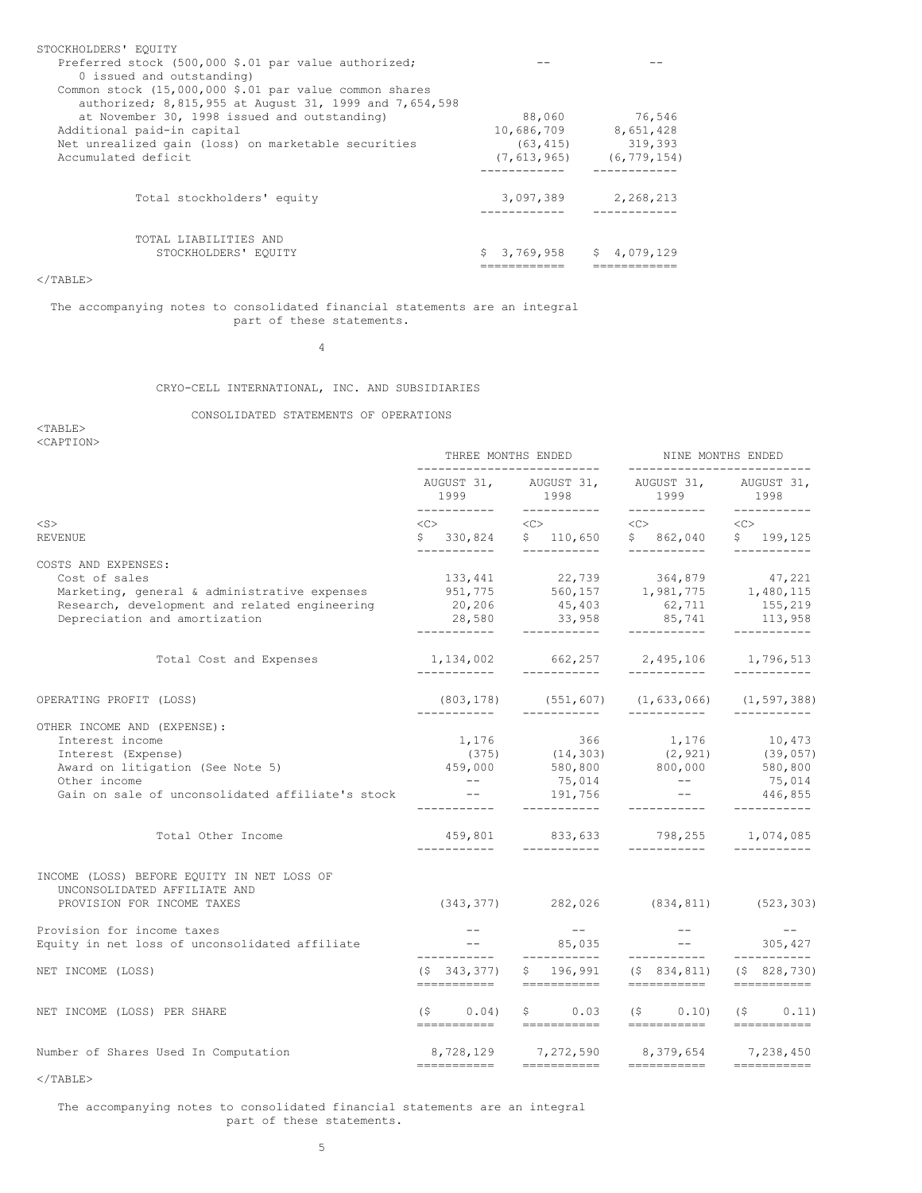| | | |
|---|---|---|
| STOCKHOLDERS' EQUITY | | |
| Preferred stock (500,000 $.01 par value authorized; 0 issued and outstanding) | -- | -- |
| Common stock (15,000,000 $.01 par value common shares authorized; 8,815,955 at August 31, 1999 and 7,654,598 at November 30, 1998 issued and outstanding) | 88,060 | 76,546 |
| Additional paid-in capital | 10,686,709 | 8,651,428 |
| Net unrealized gain (loss) on marketable securities | (63,415) | 319,393 |
| Accumulated deficit | (7,613,965) | (6,779,154) |
| Total stockholders' equity | 3,097,389 | 2,268,213 |
| TOTAL LIABILITIES AND STOCKHOLDERS' EQUITY | $ 3,769,958 | $ 4,079,129 |

The accompanying notes to consolidated financial statements are an integral part of these statements.

## CRYO-CELL INTERNATIONAL, INC. AND SUBSIDIARIES

### CONSOLIDATED STATEMENTS OF OPERATIONS

| | THREE MONTHS ENDED | | NINE MONTHS ENDED | |
|---|---|---|---|---|
| | AUGUST 31, 1999 | AUGUST 31, 1998 | AUGUST 31, 1999 | AUGUST 31, 1998 |
| REVENUE | $ 330,824 | $ 110,650 | $ 862,040 | $ 199,125 |
| COSTS AND EXPENSES: | | | | |
| Cost of sales | 133,441 | 22,739 | 364,879 | 47,221 |
| Marketing, general & administrative expenses | 951,775 | 560,157 | 1,981,775 | 1,480,115 |
| Research, development and related engineering | 20,206 | 45,403 | 62,711 | 155,219 |
| Depreciation and amortization | 28,580 | 33,958 | 85,741 | 113,958 |
| Total Cost and Expenses | 1,134,002 | 662,257 | 2,495,106 | 1,796,513 |
| OPERATING PROFIT (LOSS) | (803,178) | (551,607) | (1,633,066) | (1,597,388) |
| OTHER INCOME AND (EXPENSE): | | | | |
| Interest income | 1,176 | 366 | 1,176 | 10,473 |
| Interest (Expense) | (375) | (14,303) | (2,921) | (39,057) |
| Award on litigation (See Note 5) | 459,000 | 580,800 | 800,000 | 580,800 |
| Other income | -- | 75,014 | -- | 75,014 |
| Gain on sale of unconsolidated affiliate's stock | -- | 191,756 | -- | 446,855 |
| Total Other Income | 459,801 | 833,633 | 798,255 | 1,074,085 |
| INCOME (LOSS) BEFORE EQUITY IN NET LOSS OF UNCONSOLIDATED AFFILIATE AND PROVISION FOR INCOME TAXES | (343,377) | 282,026 | (834,811) | (523,303) |
| Provision for income taxes | -- | -- | -- | -- |
| Equity in net loss of unconsolidated affiliate | -- | 85,035 | -- | 305,427 |
| NET INCOME (LOSS) | ($ 343,377) | $ 196,991 | ($ 834,811) | ($ 828,730) |
| NET INCOME (LOSS) PER SHARE | ($ 0.04) | $ 0.03 | ($ 0.10) | ($ 0.11) |
| Number of Shares Used In Computation | 8,728,129 | 7,272,590 | 8,379,654 | 7,238,450 |

The accompanying notes to consolidated financial statements are an integral part of these statements.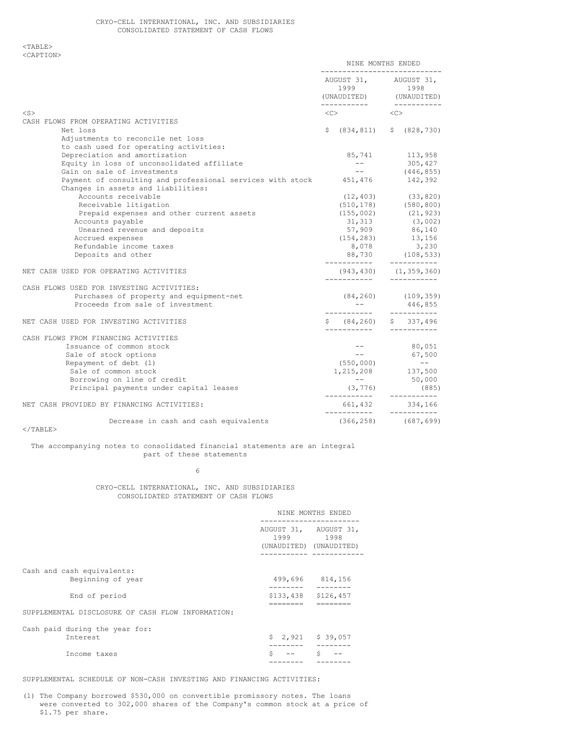CRYO-CELL INTERNATIONAL, INC. AND SUBSIDIARIES
CONSOLIDATED STATEMENT OF CASH FLOWS

| | NINE MONTHS ENDED | |
|---|---|---|
| | AUGUST 31, 1999 (UNAUDITED) | AUGUST 31, 1998 (UNAUDITED) |
| CASH FLOWS FROM OPERATING ACTIVITIES | | |
| Net loss | $ (834,811) | $ (828,730) |
| Adjustments to reconcile net loss to cash used for operating activities: | | |
| Depreciation and amortization | 85,741 | 113,958 |
| Equity in loss of unconsolidated affiliate | -- | 305,427 |
| Gain on sale of investments | -- | (446,855) |
| Payment of consulting and professional services with stock | 451,476 | 142,392 |
| Changes in assets and liabilities: | | |
| Accounts receivable | (12,403) | (33,820) |
| Receivable litigation | (510,178) | (580,800) |
| Prepaid expenses and other current assets | (155,002) | (21,923) |
| Accounts payable | 31,313 | (3,002) |
| Unearned revenue and deposits | 57,909 | 86,140 |
| Accrued expenses | (154,283) | 13,156 |
| Refundable income taxes | 8,078 | 3,230 |
| Deposits and other | 88,730 | (108,533) |
| NET CASH USED FOR OPERATING ACTIVITIES | (943,430) | (1,359,360) |
| CASH FLOWS USED FOR INVESTING ACTIVITIES: | | |
| Purchases of property and equipment-net | (84,260) | (109,359) |
| Proceeds from sale of investment | -- | 446,855 |
| NET CASH USED FOR INVESTING ACTIVITIES | $ (84,260) | $ 337,496 |
| CASH FLOWS FROM FINANCING ACTIVITIES | | |
| Issuance of common stock | -- | 80,051 |
| Sale of stock options | -- | 67,500 |
| Repayment of debt (1) | (550,000) | -- |
| Sale of common stock | 1,215,208 | 137,500 |
| Borrowing on line of credit | -- | 50,000 |
| Principal payments under capital leases | (3,776) | (885) |
| NET CASH PROVIDED BY FINANCING ACTIVITIES: | 661,432 | 334,166 |
| Decrease in cash and cash equivalents | (366,258) | (687,699) |

The accompanying notes to consolidated financial statements are an integral part of these statements

CRYO-CELL INTERNATIONAL, INC. AND SUBSIDIARIES
CONSOLIDATED STATEMENT OF CASH FLOWS

| | NINE MONTHS ENDED | |
|---|---|---|
| | AUGUST 31, 1999 (UNAUDITED) | AUGUST 31, 1998 (UNAUDITED) |
| Cash and cash equivalents: | | |
| Beginning of year | 499,696 | 814,156 |
| End of period | $133,438 | $126,457 |
| SUPPLEMENTAL DISCLOSURE OF CASH FLOW INFORMATION: | | |
| Cash paid during the year for: | | |
| Interest | $ 2,921 | $ 39,057 |
| Income taxes | $ -- | $ -- |

SUPPLEMENTAL SCHEDULE OF NON-CASH INVESTING AND FINANCING ACTIVITIES:

(1) The Company borrowed $530,000 on convertible promissory notes. The loans were converted to 302,000 shares of the Company's common stock at a price of $1.75 per share.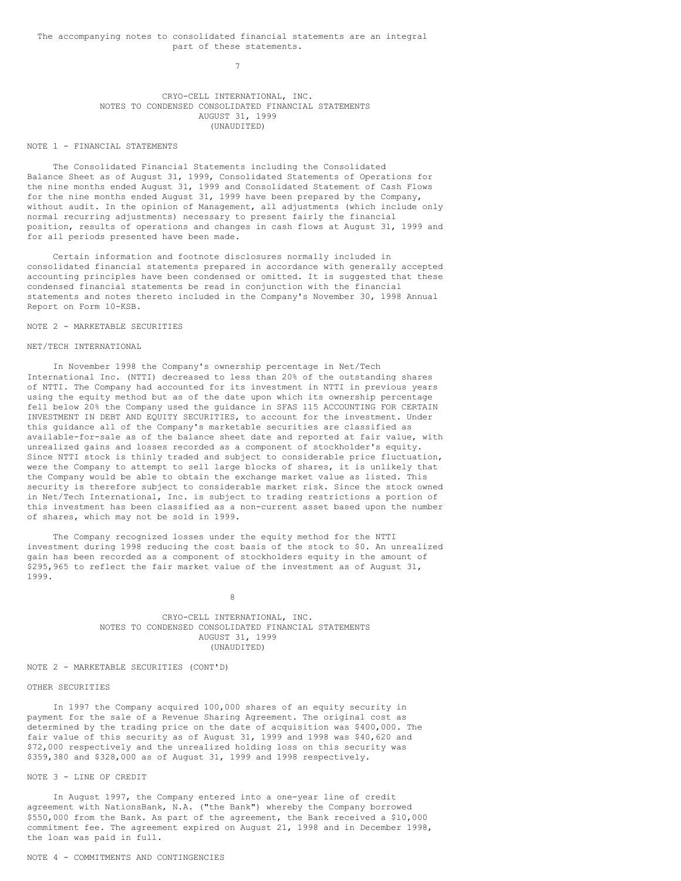The accompanying notes to consolidated financial statements are an integral part of these statements.

# CRYO-CELL INTERNATIONAL, INC.
## NOTES TO CONDENSED CONSOLIDATED FINANCIAL STATEMENTS
### AUGUST 31, 1999
### (UNAUDITED)

NOTE 1 - FINANCIAL STATEMENTS

The Consolidated Financial Statements including the Consolidated Balance Sheet as of August 31, 1999, Consolidated Statements of Operations for the nine months ended August 31, 1999 and Consolidated Statement of Cash Flows for the nine months ended August 31, 1999 have been prepared by the Company, without audit. In the opinion of Management, all adjustments (which include only normal recurring adjustments) necessary to present fairly the financial position, results of operations and changes in cash flows at August 31, 1999 and for all periods presented have been made.

Certain information and footnote disclosures normally included in consolidated financial statements prepared in accordance with generally accepted accounting principles have been condensed or omitted. It is suggested that these condensed financial statements be read in conjunction with the financial statements and notes thereto included in the Company's November 30, 1998 Annual Report on Form 10-KSB.

NOTE 2 - MARKETABLE SECURITIES

NET/TECH INTERNATIONAL

In November 1998 the Company's ownership percentage in Net/Tech International Inc. (NTTI) decreased to less than 20% of the outstanding shares of NTTI. The Company had accounted for its investment in NTTI in previous years using the equity method but as of the date upon which its ownership percentage fell below 20% the Company used the guidance in SFAS 115 ACCOUNTING FOR CERTAIN INVESTMENT IN DEBT AND EQUITY SECURITIES, to account for the investment. Under this guidance all of the Company's marketable securities are classified as available-for-sale as of the balance sheet date and reported at fair value, with unrealized gains and losses recorded as a component of stockholder's equity. Since NTTI stock is thinly traded and subject to considerable price fluctuation, were the Company to attempt to sell large blocks of shares, it is unlikely that the Company would be able to obtain the exchange market value as listed. This security is therefore subject to considerable market risk. Since the stock owned in Net/Tech International, Inc. is subject to trading restrictions a portion of this investment has been classified as a non-current asset based upon the number of shares, which may not be sold in 1999.

The Company recognized losses under the equity method for the NTTI investment during 1998 reducing the cost basis of the stock to $0. An unrealized gain has been recorded as a component of stockholders equity in the amount of $295,965 to reflect the fair market value of the investment as of August 31, 1999.

# CRYO-CELL INTERNATIONAL, INC.
## NOTES TO CONDENSED CONSOLIDATED FINANCIAL STATEMENTS
### AUGUST 31, 1999
### (UNAUDITED)

NOTE 2 - MARKETABLE SECURITIES (CONT'D)

OTHER SECURITIES

In 1997 the Company acquired 100,000 shares of an equity security in payment for the sale of a Revenue Sharing Agreement. The original cost as determined by the trading price on the date of acquisition was $400,000. The fair value of this security as of August 31, 1999 and 1998 was $40,620 and $72,000 respectively and the unrealized holding loss on this security was $359,380 and $328,000 as of August 31, 1999 and 1998 respectively.

NOTE 3 - LINE OF CREDIT

In August 1997, the Company entered into a one-year line of credit agreement with NationsBank, N.A. ("the Bank") whereby the Company borrowed $550,000 from the Bank. As part of the agreement, the Bank received a $10,000 commitment fee. The agreement expired on August 21, 1998 and in December 1998, the loan was paid in full.

NOTE 4 - COMMITMENTS AND CONTINGENCIES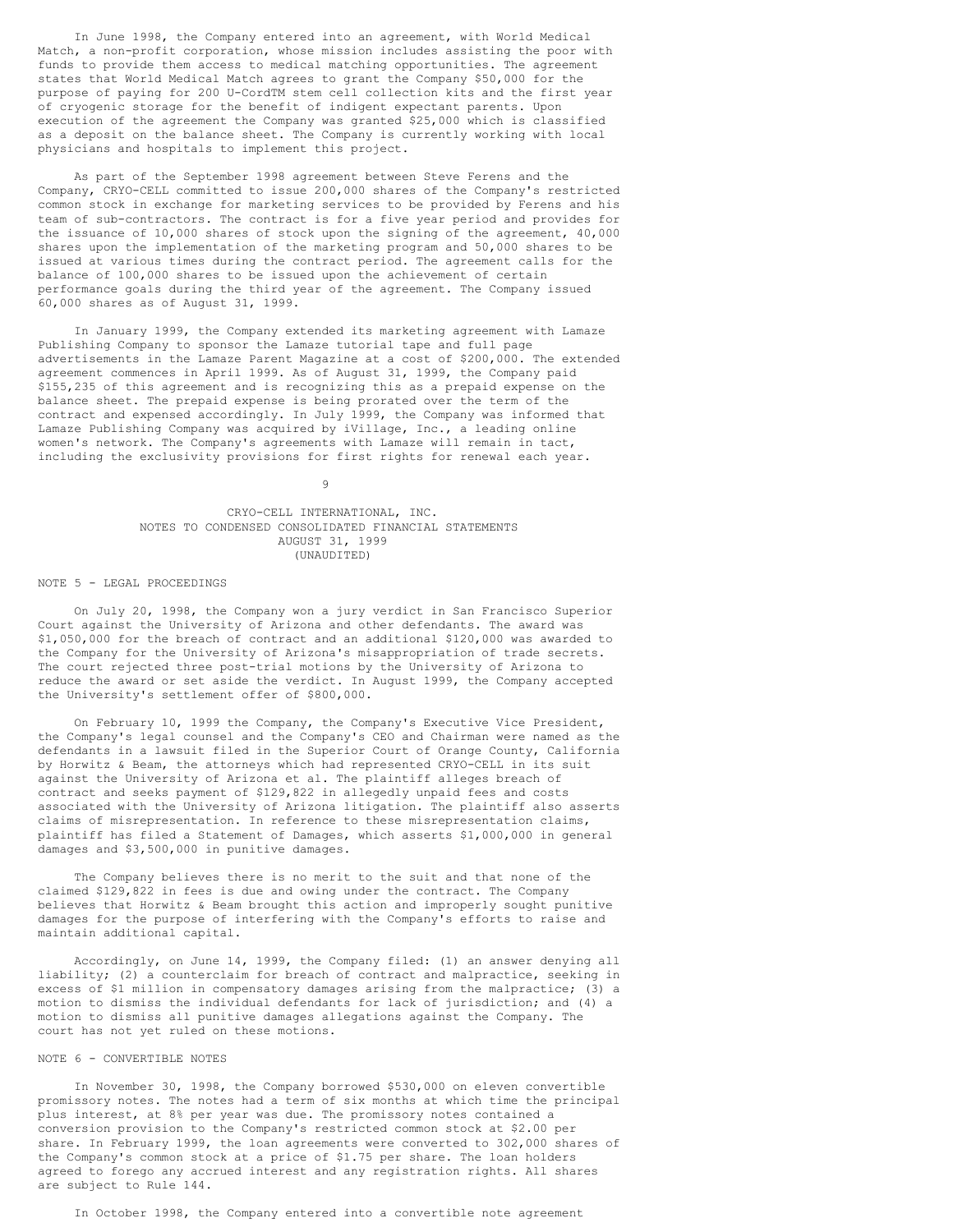In June 1998, the Company entered into an agreement, with World Medical Match, a non-profit corporation, whose mission includes assisting the poor with funds to provide them access to medical matching opportunities. The agreement states that World Medical Match agrees to grant the Company $50,000 for the purpose of paying for 200 U-CordTM stem cell collection kits and the first year of cryogenic storage for the benefit of indigent expectant parents. Upon execution of the agreement the Company was granted $25,000 which is classified as a deposit on the balance sheet. The Company is currently working with local physicians and hospitals to implement this project.

As part of the September 1998 agreement between Steve Ferens and the Company, CRYO-CELL committed to issue 200,000 shares of the Company's restricted common stock in exchange for marketing services to be provided by Ferens and his team of sub-contractors. The contract is for a five year period and provides for the issuance of 10,000 shares of stock upon the signing of the agreement, 40,000 shares upon the implementation of the marketing program and 50,000 shares to be issued at various times during the contract period. The agreement calls for the balance of 100,000 shares to be issued upon the achievement of certain performance goals during the third year of the agreement. The Company issued 60,000 shares as of August 31, 1999.

In January 1999, the Company extended its marketing agreement with Lamaze Publishing Company to sponsor the Lamaze tutorial tape and full page advertisements in the Lamaze Parent Magazine at a cost of $200,000. The extended agreement commences in April 1999. As of August 31, 1999, the Company paid $155,235 of this agreement and is recognizing this as a prepaid expense on the balance sheet. The prepaid expense is being prorated over the term of the contract and expensed accordingly. In July 1999, the Company was informed that Lamaze Publishing Company was acquired by iVillage, Inc., a leading online women's network. The Company's agreements with Lamaze will remain in tact, including the exclusivity provisions for first rights for renewal each year.

CRYO-CELL INTERNATIONAL, INC.
NOTES TO CONDENSED CONSOLIDATED FINANCIAL STATEMENTS
AUGUST 31, 1999
(UNAUDITED)

## NOTE 5 - LEGAL PROCEEDINGS

On July 20, 1998, the Company won a jury verdict in San Francisco Superior Court against the University of Arizona and other defendants. The award was $1,050,000 for the breach of contract and an additional $120,000 was awarded to the Company for the University of Arizona's misappropriation of trade secrets. The court rejected three post-trial motions by the University of Arizona to reduce the award or set aside the verdict. In August 1999, the Company accepted the University's settlement offer of $800,000.

On February 10, 1999 the Company, the Company's Executive Vice President, the Company's legal counsel and the Company's CEO and Chairman were named as the defendants in a lawsuit filed in the Superior Court of Orange County, California by Horwitz & Beam, the attorneys which had represented CRYO-CELL in its suit against the University of Arizona et al. The plaintiff alleges breach of contract and seeks payment of $129,822 in allegedly unpaid fees and costs associated with the University of Arizona litigation. The plaintiff also asserts claims of misrepresentation. In reference to these misrepresentation claims, plaintiff has filed a Statement of Damages, which asserts $1,000,000 in general damages and $3,500,000 in punitive damages.

The Company believes there is no merit to the suit and that none of the claimed $129,822 in fees is due and owing under the contract. The Company believes that Horwitz & Beam brought this action and improperly sought punitive damages for the purpose of interfering with the Company's efforts to raise and maintain additional capital.

Accordingly, on June 14, 1999, the Company filed: (1) an answer denying all liability; (2) a counterclaim for breach of contract and malpractice, seeking in excess of $1 million in compensatory damages arising from the malpractice; (3) a motion to dismiss the individual defendants for lack of jurisdiction; and (4) a motion to dismiss all punitive damages allegations against the Company. The court has not yet ruled on these motions.

## NOTE 6 - CONVERTIBLE NOTES

In November 30, 1998, the Company borrowed $530,000 on eleven convertible promissory notes. The notes had a term of six months at which time the principal plus interest, at 8% per year was due. The promissory notes contained a conversion provision to the Company's restricted common stock at $2.00 per share. In February 1999, the loan agreements were converted to 302,000 shares of the Company's common stock at a price of $1.75 per share. The loan holders agreed to forego any accrued interest and any registration rights. All shares are subject to Rule 144.

In October 1998, the Company entered into a convertible note agreement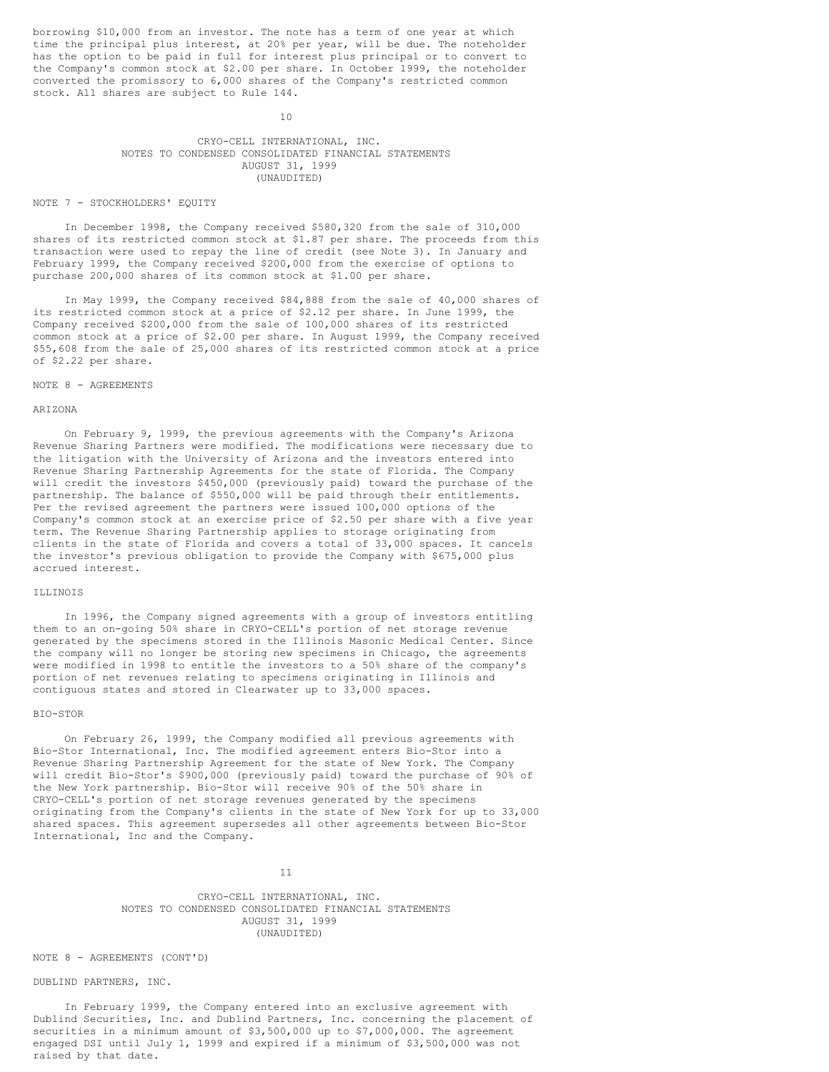borrowing $10,000 from an investor. The note has a term of one year at which time the principal plus interest, at 20% per year, will be due. The noteholder has the option to be paid in full for interest plus principal or to convert to the Company's common stock at $2.00 per share. In October 1999, the noteholder converted the promissory to 6,000 shares of the Company's restricted common stock. All shares are subject to Rule 144.

CRYO-CELL INTERNATIONAL, INC.
NOTES TO CONDENSED CONSOLIDATED FINANCIAL STATEMENTS
AUGUST 31, 1999
(UNAUDITED)

NOTE 7 - STOCKHOLDERS' EQUITY

In December 1998, the Company received $580,320 from the sale of 310,000 shares of its restricted common stock at $1.87 per share. The proceeds from this transaction were used to repay the line of credit (see Note 3). In January and February 1999, the Company received $200,000 from the exercise of options to purchase 200,000 shares of its common stock at $1.00 per share.

In May 1999, the Company received $84,888 from the sale of 40,000 shares of its restricted common stock at a price of $2.12 per share. In June 1999, the Company received $200,000 from the sale of 100,000 shares of its restricted common stock at a price of $2.00 per share. In August 1999, the Company received $55,608 from the sale of 25,000 shares of its restricted common stock at a price of $2.22 per share.

NOTE 8 - AGREEMENTS

ARIZONA

On February 9, 1999, the previous agreements with the Company's Arizona Revenue Sharing Partners were modified. The modifications were necessary due to the litigation with the University of Arizona and the investors entered into Revenue Sharing Partnership Agreements for the state of Florida. The Company will credit the investors $450,000 (previously paid) toward the purchase of the partnership. The balance of $550,000 will be paid through their entitlements. Per the revised agreement the partners were issued 100,000 options of the Company's common stock at an exercise price of $2.50 per share with a five year term. The Revenue Sharing Partnership applies to storage originating from clients in the state of Florida and covers a total of 33,000 spaces. It cancels the investor's previous obligation to provide the Company with $675,000 plus accrued interest.

ILLINOIS

In 1996, the Company signed agreements with a group of investors entitling them to an on-going 50% share in CRYO-CELL's portion of net storage revenue generated by the specimens stored in the Illinois Masonic Medical Center. Since the company will no longer be storing new specimens in Chicago, the agreements were modified in 1998 to entitle the investors to a 50% share of the company's portion of net revenues relating to specimens originating in Illinois and contiguous states and stored in Clearwater up to 33,000 spaces.

BIO-STOR

On February 26, 1999, the Company modified all previous agreements with Bio-Stor International, Inc. The modified agreement enters Bio-Stor into a Revenue Sharing Partnership Agreement for the state of New York. The Company will credit Bio-Stor's $900,000 (previously paid) toward the purchase of 90% of the New York partnership. Bio-Stor will receive 90% of the 50% share in CRYO-CELL's portion of net storage revenues generated by the specimens originating from the Company's clients in the state of New York for up to 33,000 shared spaces. This agreement supersedes all other agreements between Bio-Stor International, Inc and the Company.

CRYO-CELL INTERNATIONAL, INC.
NOTES TO CONDENSED CONSOLIDATED FINANCIAL STATEMENTS
AUGUST 31, 1999
(UNAUDITED)

NOTE 8 - AGREEMENTS (CONT'D)

DUBLIND PARTNERS, INC.

In February 1999, the Company entered into an exclusive agreement with Dublind Securities, Inc. and Dublind Partners, Inc. concerning the placement of securities in a minimum amount of $3,500,000 up to $7,000,000. The agreement engaged DSI until July 1, 1999 and expired if a minimum of $3,500,000 was not raised by that date.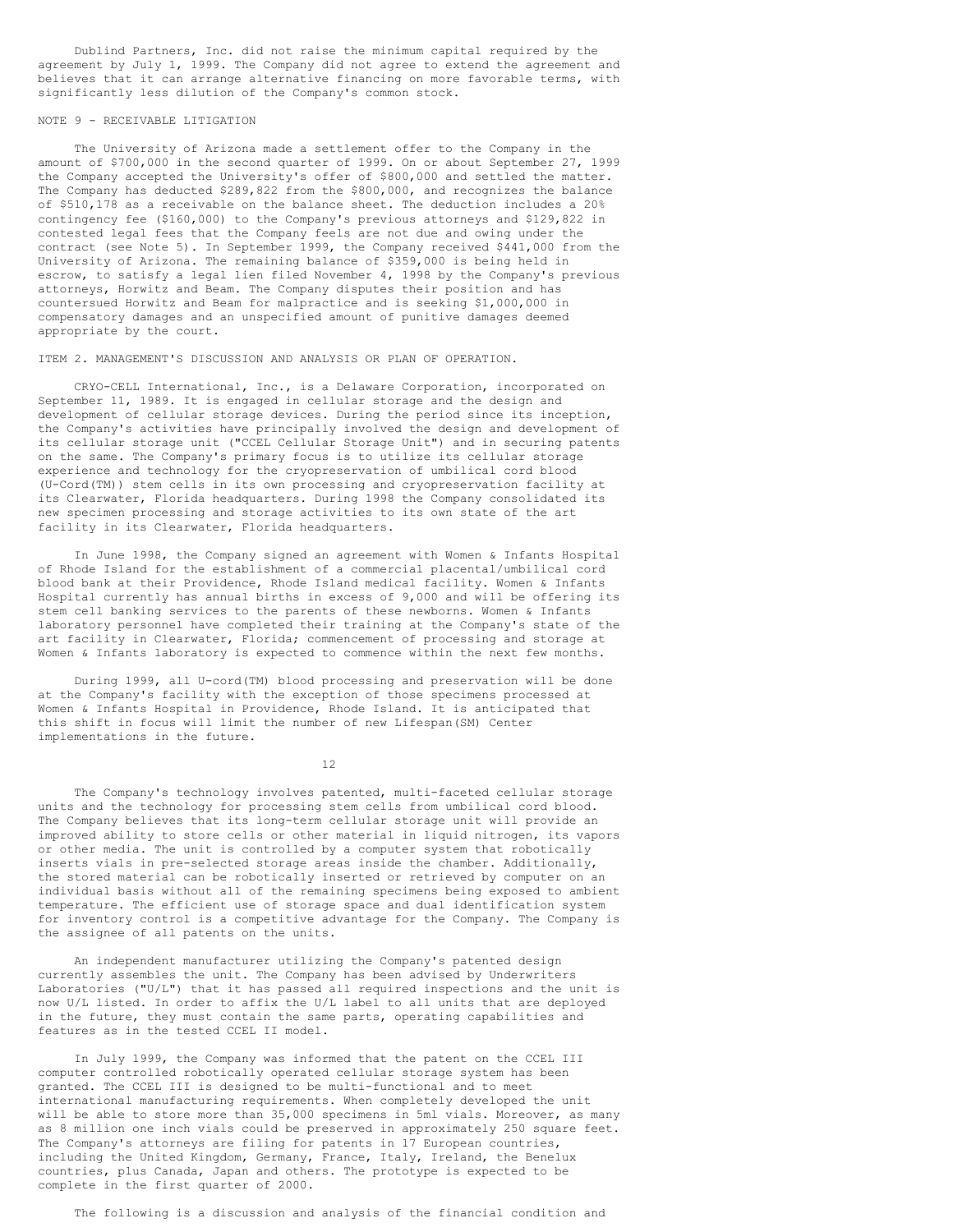Dublind Partners, Inc. did not raise the minimum capital required by the agreement by July 1, 1999. The Company did not agree to extend the agreement and believes that it can arrange alternative financing on more favorable terms, with significantly less dilution of the Company's common stock.

NOTE 9 - RECEIVABLE LITIGATION

The University of Arizona made a settlement offer to the Company in the amount of $700,000 in the second quarter of 1999. On or about September 27, 1999 the Company accepted the University's offer of $800,000 and settled the matter. The Company has deducted $289,822 from the $800,000, and recognizes the balance of $510,178 as a receivable on the balance sheet. The deduction includes a 20% contingency fee ($160,000) to the Company's previous attorneys and $129,822 in contested legal fees that the Company feels are not due and owing under the contract (see Note 5). In September 1999, the Company received $441,000 from the University of Arizona. The remaining balance of $359,000 is being held in escrow, to satisfy a legal lien filed November 4, 1998 by the Company's previous attorneys, Horwitz and Beam. The Company disputes their position and has countersued Horwitz and Beam for malpractice and is seeking $1,000,000 in compensatory damages and an unspecified amount of punitive damages deemed appropriate by the court.

ITEM 2. MANAGEMENT'S DISCUSSION AND ANALYSIS OR PLAN OF OPERATION.

CRYO-CELL International, Inc., is a Delaware Corporation, incorporated on September 11, 1989. It is engaged in cellular storage and the design and development of cellular storage devices. During the period since its inception, the Company's activities have principally involved the design and development of its cellular storage unit ("CCEL Cellular Storage Unit") and in securing patents on the same. The Company's primary focus is to utilize its cellular storage experience and technology for the cryopreservation of umbilical cord blood (U-Cord(TM)) stem cells in its own processing and cryopreservation facility at its Clearwater, Florida headquarters. During 1998 the Company consolidated its new specimen processing and storage activities to its own state of the art facility in its Clearwater, Florida headquarters.

In June 1998, the Company signed an agreement with Women & Infants Hospital of Rhode Island for the establishment of a commercial placental/umbilical cord blood bank at their Providence, Rhode Island medical facility. Women & Infants Hospital currently has annual births in excess of 9,000 and will be offering its stem cell banking services to the parents of these newborns. Women & Infants laboratory personnel have completed their training at the Company's state of the art facility in Clearwater, Florida; commencement of processing and storage at Women & Infants laboratory is expected to commence within the next few months.

During 1999, all U-cord(TM) blood processing and preservation will be done at the Company's facility with the exception of those specimens processed at Women & Infants Hospital in Providence, Rhode Island. It is anticipated that this shift in focus will limit the number of new Lifespan(SM) Center implementations in the future.

The Company's technology involves patented, multi-faceted cellular storage units and the technology for processing stem cells from umbilical cord blood. The Company believes that its long-term cellular storage unit will provide an improved ability to store cells or other material in liquid nitrogen, its vapors or other media. The unit is controlled by a computer system that robotically inserts vials in pre-selected storage areas inside the chamber. Additionally, the stored material can be robotically inserted or retrieved by computer on an individual basis without all of the remaining specimens being exposed to ambient temperature. The efficient use of storage space and dual identification system for inventory control is a competitive advantage for the Company. The Company is the assignee of all patents on the units.

An independent manufacturer utilizing the Company's patented design currently assembles the unit. The Company has been advised by Underwriters Laboratories ("U/L") that it has passed all required inspections and the unit is now U/L listed. In order to affix the U/L label to all units that are deployed in the future, they must contain the same parts, operating capabilities and features as in the tested CCEL II model.

In July 1999, the Company was informed that the patent on the CCEL III computer controlled robotically operated cellular storage system has been granted. The CCEL III is designed to be multi-functional and to meet international manufacturing requirements. When completely developed the unit will be able to store more than 35,000 specimens in 5ml vials. Moreover, as many as 8 million one inch vials could be preserved in approximately 250 square feet. The Company's attorneys are filing for patents in 17 European countries, including the United Kingdom, Germany, France, Italy, Ireland, the Benelux countries, plus Canada, Japan and others. The prototype is expected to be complete in the first quarter of 2000.

The following is a discussion and analysis of the financial condition and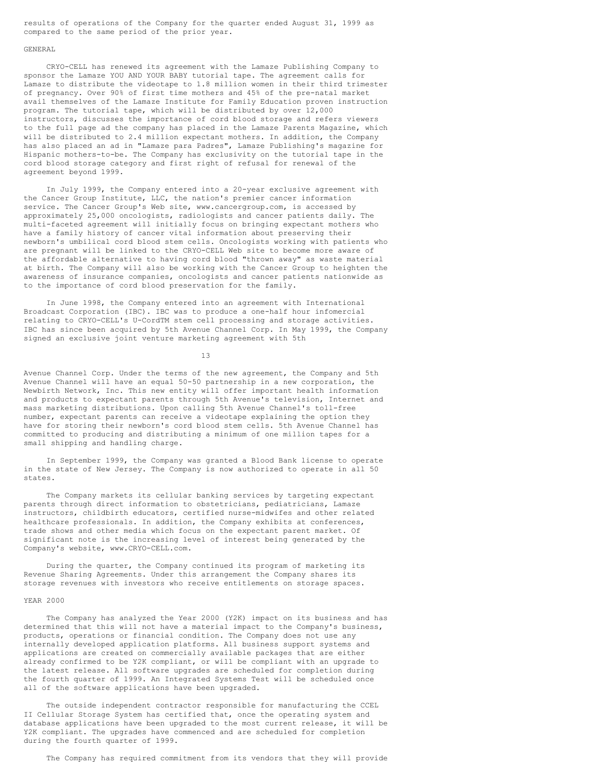results of operations of the Company for the quarter ended August 31, 1999 as compared to the same period of the prior year.

## GENERAL

CRYO-CELL has renewed its agreement with the Lamaze Publishing Company to sponsor the Lamaze YOU AND YOUR BABY tutorial tape. The agreement calls for Lamaze to distribute the videotape to 1.8 million women in their third trimester of pregnancy. Over 90% of first time mothers and 45% of the pre-natal market avail themselves of the Lamaze Institute for Family Education proven instruction program. The tutorial tape, which will be distributed by over 12,000 instructors, discusses the importance of cord blood storage and refers viewers to the full page ad the company has placed in the Lamaze Parents Magazine, which will be distributed to 2.4 million expectant mothers. In addition, the Company has also placed an ad in "Lamaze para Padres", Lamaze Publishing's magazine for Hispanic mothers-to-be. The Company has exclusivity on the tutorial tape in the cord blood storage category and first right of refusal for renewal of the agreement beyond 1999.

In July 1999, the Company entered into a 20-year exclusive agreement with the Cancer Group Institute, LLC, the nation's premier cancer information service. The Cancer Group's Web site, www.cancergroup.com, is accessed by approximately 25,000 oncologists, radiologists and cancer patients daily. The multi-faceted agreement will initially focus on bringing expectant mothers who have a family history of cancer vital information about preserving their newborn's umbilical cord blood stem cells. Oncologists working with patients who are pregnant will be linked to the CRYO-CELL Web site to become more aware of the affordable alternative to having cord blood "thrown away" as waste material at birth. The Company will also be working with the Cancer Group to heighten the awareness of insurance companies, oncologists and cancer patients nationwide as to the importance of cord blood preservation for the family.

In June 1998, the Company entered into an agreement with International Broadcast Corporation (IBC). IBC was to produce a one-half hour infomercial relating to CRYO-CELL's U-CordTM stem cell processing and storage activities. IBC has since been acquired by 5th Avenue Channel Corp. In May 1999, the Company signed an exclusive joint venture marketing agreement with 5th Avenue Channel Corp. Under the terms of the new agreement, the Company and 5th Avenue Channel will have an equal 50-50 partnership in a new corporation, the Newbirth Network, Inc. This new entity will offer important health information and products to expectant parents through 5th Avenue's television, Internet and mass marketing distributions. Upon calling 5th Avenue Channel's toll-free number, expectant parents can receive a videotape explaining the option they have for storing their newborn's cord blood stem cells. 5th Avenue Channel has committed to producing and distributing a minimum of one million tapes for a small shipping and handling charge.

In September 1999, the Company was granted a Blood Bank license to operate in the state of New Jersey. The Company is now authorized to operate in all 50 states.

The Company markets its cellular banking services by targeting expectant parents through direct information to obstetricians, pediatricians, Lamaze instructors, childbirth educators, certified nurse-midwifes and other related healthcare professionals. In addition, the Company exhibits at conferences, trade shows and other media which focus on the expectant parent market. Of significant note is the increasing level of interest being generated by the Company's website, www.CRYO-CELL.com.

During the quarter, the Company continued its program of marketing its Revenue Sharing Agreements. Under this arrangement the Company shares its storage revenues with investors who receive entitlements on storage spaces.

## YEAR 2000

The Company has analyzed the Year 2000 (Y2K) impact on its business and has determined that this will not have a material impact to the Company's business, products, operations or financial condition. The Company does not use any internally developed application platforms. All business support systems and applications are created on commercially available packages that are either already confirmed to be Y2K compliant, or will be compliant with an upgrade to the latest release. All software upgrades are scheduled for completion during the fourth quarter of 1999. An Integrated Systems Test will be scheduled once all of the software applications have been upgraded.

The outside independent contractor responsible for manufacturing the CCEL II Cellular Storage System has certified that, once the operating system and database applications have been upgraded to the most current release, it will be Y2K compliant. The upgrades have commenced and are scheduled for completion during the fourth quarter of 1999.

The Company has required commitment from its vendors that they will provide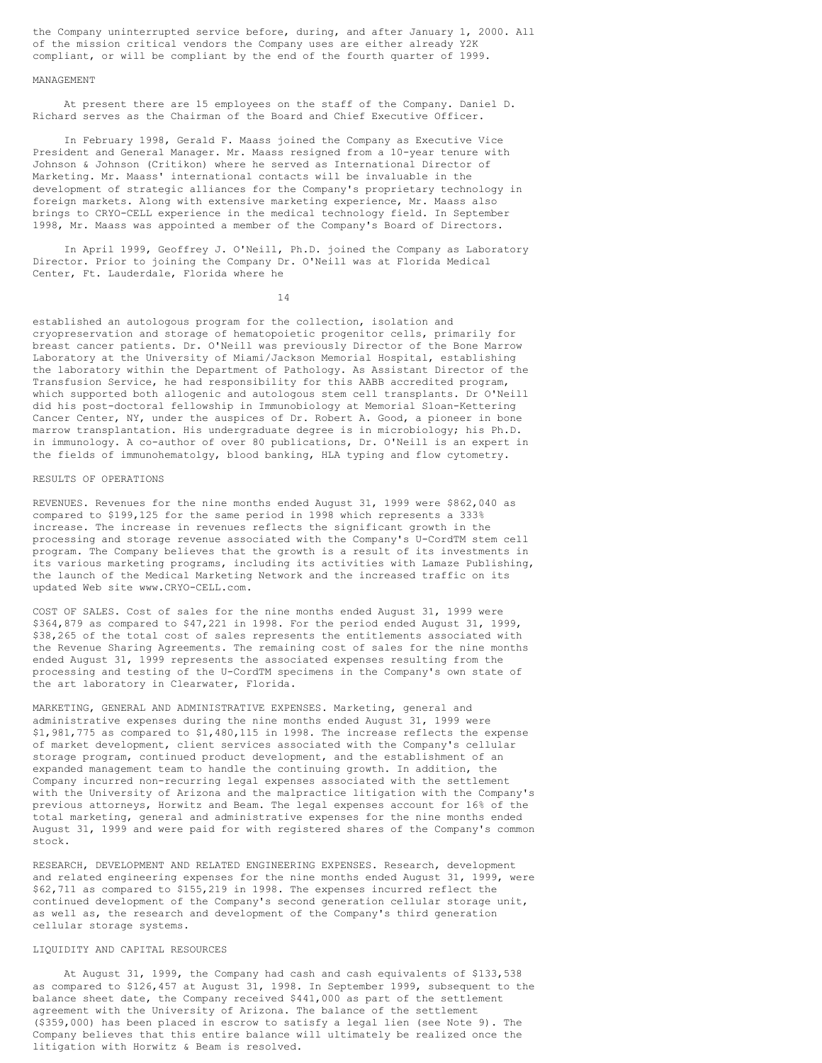the Company uninterrupted service before, during, and after January 1, 2000. All of the mission critical vendors the Company uses are either already Y2K compliant, or will be compliant by the end of the fourth quarter of 1999.

## MANAGEMENT

At present there are 15 employees on the staff of the Company. Daniel D. Richard serves as the Chairman of the Board and Chief Executive Officer.

In February 1998, Gerald F. Maass joined the Company as Executive Vice President and General Manager. Mr. Maass resigned from a 10-year tenure with Johnson & Johnson (Critikon) where he served as International Director of Marketing. Mr. Maass' international contacts will be invaluable in the development of strategic alliances for the Company's proprietary technology in foreign markets. Along with extensive marketing experience, Mr. Maass also brings to CRYO-CELL experience in the medical technology field. In September 1998, Mr. Maass was appointed a member of the Company's Board of Directors.

In April 1999, Geoffrey J. O'Neill, Ph.D. joined the Company as Laboratory Director. Prior to joining the Company Dr. O'Neill was at Florida Medical Center, Ft. Lauderdale, Florida where he established an autologous program for the collection, isolation and cryopreservation and storage of hematopoietic progenitor cells, primarily for breast cancer patients. Dr. O'Neill was previously Director of the Bone Marrow Laboratory at the University of Miami/Jackson Memorial Hospital, establishing the laboratory within the Department of Pathology. As Assistant Director of the Transfusion Service, he had responsibility for this AABB accredited program, which supported both allogenic and autologous stem cell transplants. Dr O'Neill did his post-doctoral fellowship in Immunobiology at Memorial Sloan-Kettering Cancer Center, NY, under the auspices of Dr. Robert A. Good, a pioneer in bone marrow transplantation. His undergraduate degree is in microbiology; his Ph.D. in immunology. A co-author of over 80 publications, Dr. O'Neill is an expert in the fields of immunohematolgy, blood banking, HLA typing and flow cytometry.

## RESULTS OF OPERATIONS

REVENUES. Revenues for the nine months ended August 31, 1999 were $862,040 as compared to $199,125 for the same period in 1998 which represents a 333% increase. The increase in revenues reflects the significant growth in the processing and storage revenue associated with the Company's U-CordTM stem cell program. The Company believes that the growth is a result of its investments in its various marketing programs, including its activities with Lamaze Publishing, the launch of the Medical Marketing Network and the increased traffic on its updated Web site www.CRYO-CELL.com.

COST OF SALES. Cost of sales for the nine months ended August 31, 1999 were $364,879 as compared to $47,221 in 1998. For the period ended August 31, 1999, $38,265 of the total cost of sales represents the entitlements associated with the Revenue Sharing Agreements. The remaining cost of sales for the nine months ended August 31, 1999 represents the associated expenses resulting from the processing and testing of the U-CordTM specimens in the Company's own state of the art laboratory in Clearwater, Florida.

MARKETING, GENERAL AND ADMINISTRATIVE EXPENSES. Marketing, general and administrative expenses during the nine months ended August 31, 1999 were $1,981,775 as compared to $1,480,115 in 1998. The increase reflects the expense of market development, client services associated with the Company's cellular storage program, continued product development, and the establishment of an expanded management team to handle the continuing growth. In addition, the Company incurred non-recurring legal expenses associated with the settlement with the University of Arizona and the malpractice litigation with the Company's previous attorneys, Horwitz and Beam. The legal expenses account for 16% of the total marketing, general and administrative expenses for the nine months ended August 31, 1999 and were paid for with registered shares of the Company's common stock.

RESEARCH, DEVELOPMENT AND RELATED ENGINEERING EXPENSES. Research, development and related engineering expenses for the nine months ended August 31, 1999, were $62,711 as compared to $155,219 in 1998. The expenses incurred reflect the continued development of the Company's second generation cellular storage unit, as well as, the research and development of the Company's third generation cellular storage systems.

## LIQUIDITY AND CAPITAL RESOURCES

At August 31, 1999, the Company had cash and cash equivalents of $133,538 as compared to $126,457 at August 31, 1998. In September 1999, subsequent to the balance sheet date, the Company received $441,000 as part of the settlement agreement with the University of Arizona. The balance of the settlement ($359,000) has been placed in escrow to satisfy a legal lien (see Note 9). The Company believes that this entire balance will ultimately be realized once the litigation with Horwitz & Beam is resolved.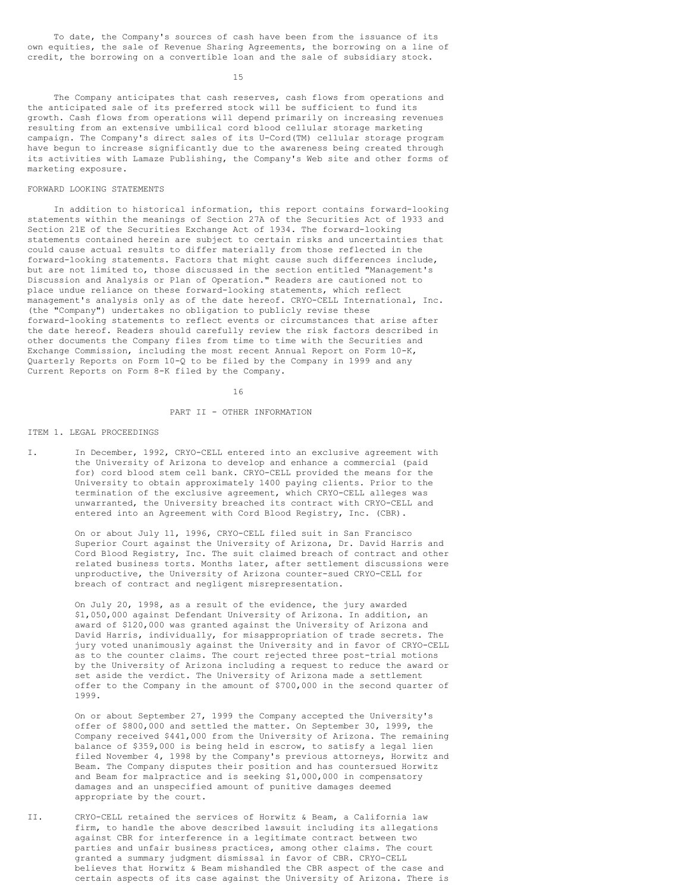To date, the Company's sources of cash have been from the issuance of its own equities, the sale of Revenue Sharing Agreements, the borrowing on a line of credit, the borrowing on a convertible loan and the sale of subsidiary stock.

The Company anticipates that cash reserves, cash flows from operations and the anticipated sale of its preferred stock will be sufficient to fund its growth. Cash flows from operations will depend primarily on increasing revenues resulting from an extensive umbilical cord blood cellular storage marketing campaign. The Company's direct sales of its U-Cord(TM) cellular storage program have begun to increase significantly due to the awareness being created through its activities with Lamaze Publishing, the Company's Web site and other forms of marketing exposure.

FORWARD LOOKING STATEMENTS

In addition to historical information, this report contains forward-looking statements within the meanings of Section 27A of the Securities Act of 1933 and Section 21E of the Securities Exchange Act of 1934. The forward-looking statements contained herein are subject to certain risks and uncertainties that could cause actual results to differ materially from those reflected in the forward-looking statements. Factors that might cause such differences include, but are not limited to, those discussed in the section entitled "Management's Discussion and Analysis or Plan of Operation." Readers are cautioned not to place undue reliance on these forward-looking statements, which reflect management's analysis only as of the date hereof. CRYO-CELL International, Inc. (the "Company") undertakes no obligation to publicly revise these forward-looking statements to reflect events or circumstances that arise after the date hereof. Readers should carefully review the risk factors described in other documents the Company files from time to time with the Securities and Exchange Commission, including the most recent Annual Report on Form 10-K, Quarterly Reports on Form 10-Q to be filed by the Company in 1999 and any Current Reports on Form 8-K filed by the Company.

PART II - OTHER INFORMATION

ITEM 1. LEGAL PROCEEDINGS

I. In December, 1992, CRYO-CELL entered into an exclusive agreement with the University of Arizona to develop and enhance a commercial (paid for) cord blood stem cell bank. CRYO-CELL provided the means for the University to obtain approximately 1400 paying clients. Prior to the termination of the exclusive agreement, which CRYO-CELL alleges was unwarranted, the University breached its contract with CRYO-CELL and entered into an Agreement with Cord Blood Registry, Inc. (CBR).

   On or about July 11, 1996, CRYO-CELL filed suit in San Francisco Superior Court against the University of Arizona, Dr. David Harris and Cord Blood Registry, Inc. The suit claimed breach of contract and other related business torts. Months later, after settlement discussions were unproductive, the University of Arizona counter-sued CRYO-CELL for breach of contract and negligent misrepresentation.

   On July 20, 1998, as a result of the evidence, the jury awarded $1,050,000 against Defendant University of Arizona. In addition, an award of $120,000 was granted against the University of Arizona and David Harris, individually, for misappropriation of trade secrets. The jury voted unanimously against the University and in favor of CRYO-CELL as to the counter claims. The court rejected three post-trial motions by the University of Arizona including a request to reduce the award or set aside the verdict. The University of Arizona made a settlement offer to the Company in the amount of $700,000 in the second quarter of 1999.

   On or about September 27, 1999 the Company accepted the University's offer of $800,000 and settled the matter. On September 30, 1999, the Company received $441,000 from the University of Arizona. The remaining balance of $359,000 is being held in escrow, to satisfy a legal lien filed November 4, 1998 by the Company's previous attorneys, Horwitz and Beam. The Company disputes their position and has countersued Horwitz and Beam for malpractice and is seeking $1,000,000 in compensatory damages and an unspecified amount of punitive damages deemed appropriate by the court.

II. CRYO-CELL retained the services of Horwitz & Beam, a California law firm, to handle the above described lawsuit including its allegations against CBR for interference in a legitimate contract between two parties and unfair business practices, among other claims. The court granted a summary judgment dismissal in favor of CBR. CRYO-CELL believes that Horwitz & Beam mishandled the CBR aspect of the case and certain aspects of its case against the University of Arizona. There is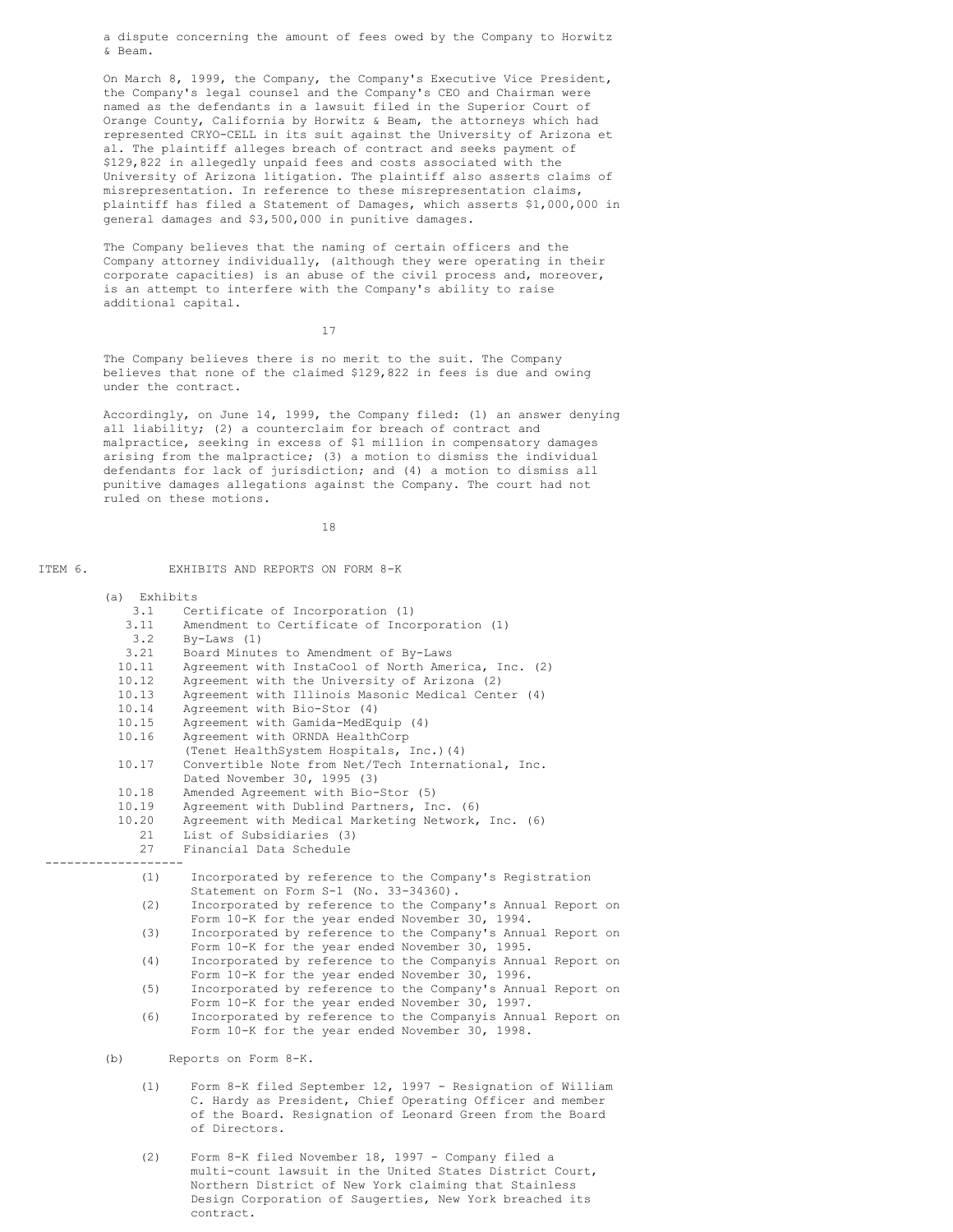a dispute concerning the amount of fees owed by the Company to Horwitz & Beam.

On March 8, 1999, the Company, the Company's Executive Vice President, the Company's legal counsel and the Company's CEO and Chairman were named as the defendants in a lawsuit filed in the Superior Court of Orange County, California by Horwitz & Beam, the attorneys which had represented CRYO-CELL in its suit against the University of Arizona et al. The plaintiff alleges breach of contract and seeks payment of $129,822 in allegedly unpaid fees and costs associated with the University of Arizona litigation. The plaintiff also asserts claims of misrepresentation. In reference to these misrepresentation claims, plaintiff has filed a Statement of Damages, which asserts $1,000,000 in general damages and $3,500,000 in punitive damages.

The Company believes that the naming of certain officers and the Company attorney individually, (although they were operating in their corporate capacities) is an abuse of the civil process and, moreover, is an attempt to interfere with the Company's ability to raise additional capital.

The Company believes there is no merit to the suit. The Company believes that none of the claimed $129,822 in fees is due and owing under the contract.

Accordingly, on June 14, 1999, the Company filed: (1) an answer denying all liability; (2) a counterclaim for breach of contract and malpractice, seeking in excess of $1 million in compensatory damages arising from the malpractice; (3) a motion to dismiss the individual defendants for lack of jurisdiction; and (4) a motion to dismiss all punitive damages allegations against the Company. The court had not ruled on these motions.

## ITEM 6. EXHIBITS AND REPORTS ON FORM 8-K

(a) Exhibits

| | |
|---|---|
| 3.1 | Certificate of Incorporation (1) |
| 3.11 | Amendment to Certificate of Incorporation (1) |
| 3.2 | By-Laws (1) |
| 3.21 | Board Minutes to Amendment of By-Laws |
| 10.11 | Agreement with InstaCool of North America, Inc. (2) |
| 10.12 | Agreement with the University of Arizona (2) |
| 10.13 | Agreement with Illinois Masonic Medical Center (4) |
| 10.14 | Agreement with Bio-Stor (4) |
| 10.15 | Agreement with Gamida-MedEquip (4) |
| 10.16 | Agreement with ORNDA HealthCorp (Tenet HealthSystem Hospitals, Inc.)(4) |
| 10.17 | Convertible Note from Net/Tech International, Inc. Dated November 30, 1995 (3) |
| 10.18 | Amended Agreement with Bio-Stor (5) |
| 10.19 | Agreement with Dublind Partners, Inc. (6) |
| 10.20 | Agreement with Medical Marketing Network, Inc. (6) |
| 21 | List of Subsidiaries (3) |
| 27 | Financial Data Schedule |

---

(1) Incorporated by reference to the Company's Registration Statement on Form S-1 (No. 33-34360).
(2) Incorporated by reference to the Company's Annual Report on Form 10-K for the year ended November 30, 1994.
(3) Incorporated by reference to the Company's Annual Report on Form 10-K for the year ended November 30, 1995.
(4) Incorporated by reference to the Companyis Annual Report on Form 10-K for the year ended November 30, 1996.
(5) Incorporated by reference to the Company's Annual Report on Form 10-K for the year ended November 30, 1997.
(6) Incorporated by reference to the Companyis Annual Report on Form 10-K for the year ended November 30, 1998.

(b) Reports on Form 8-K.

(1) Form 8-K filed September 12, 1997 - Resignation of William C. Hardy as President, Chief Operating Officer and member of the Board. Resignation of Leonard Green from the Board of Directors.

(2) Form 8-K filed November 18, 1997 - Company filed a multi-count lawsuit in the United States District Court, Northern District of New York claiming that Stainless Design Corporation of Saugerties, New York breached its contract.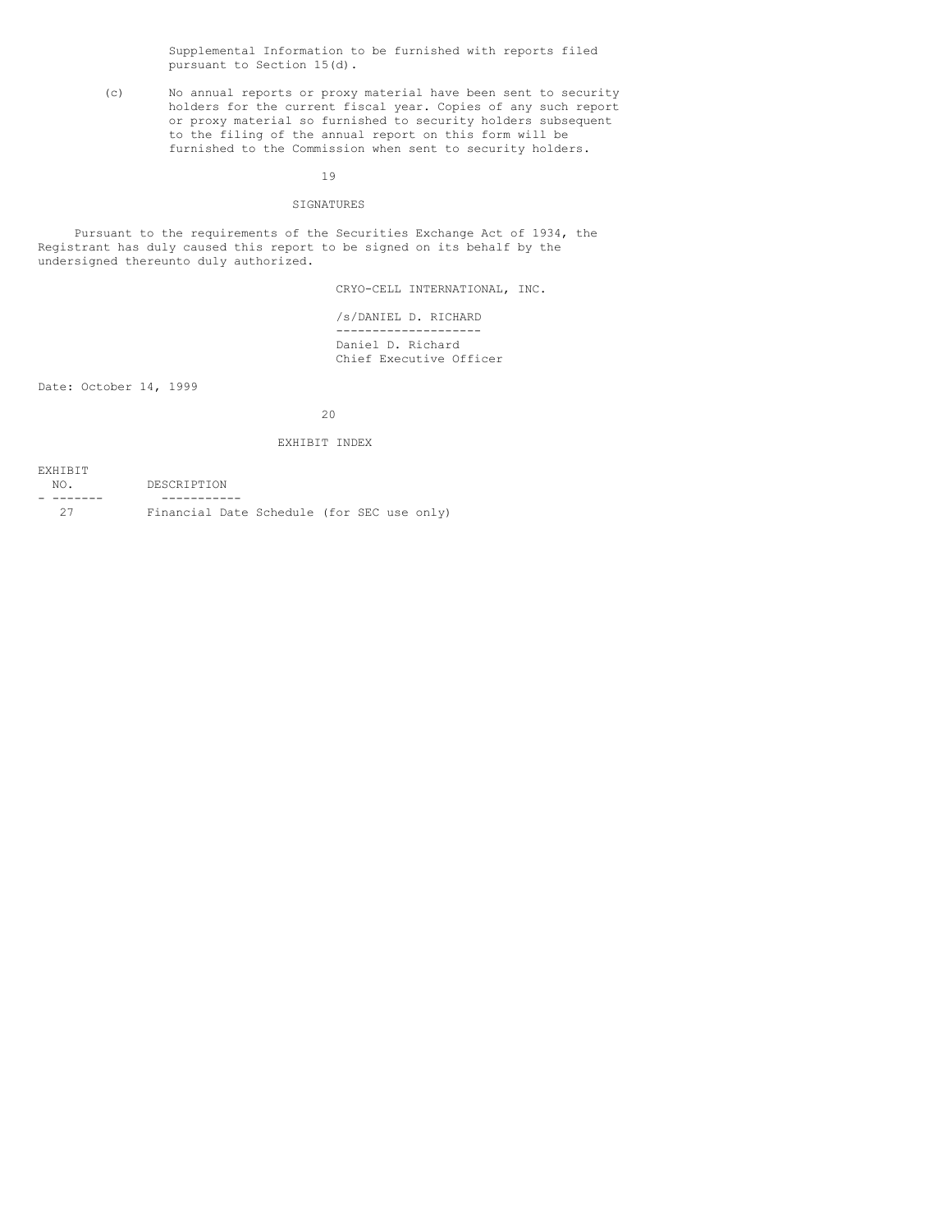Supplemental Information to be furnished with reports filed pursuant to Section 15(d).

(c) No annual reports or proxy material have been sent to security holders for the current fiscal year. Copies of any such report or proxy material so furnished to security holders subsequent to the filing of the annual report on this form will be furnished to the Commission when sent to security holders.

## SIGNATURES

Pursuant to the requirements of the Securities Exchange Act of 1934, the Registrant has duly caused this report to be signed on its behalf by the undersigned thereunto duly authorized.

CRYO-CELL INTERNATIONAL, INC.

/s/DANIEL D. RICHARD

Daniel D. Richard
Chief Executive Officer

Date: October 14, 1999

## EXHIBIT INDEX

| EXHIBIT NO. | DESCRIPTION |
|---|---|
| 27 | Financial Date Schedule (for SEC use only) |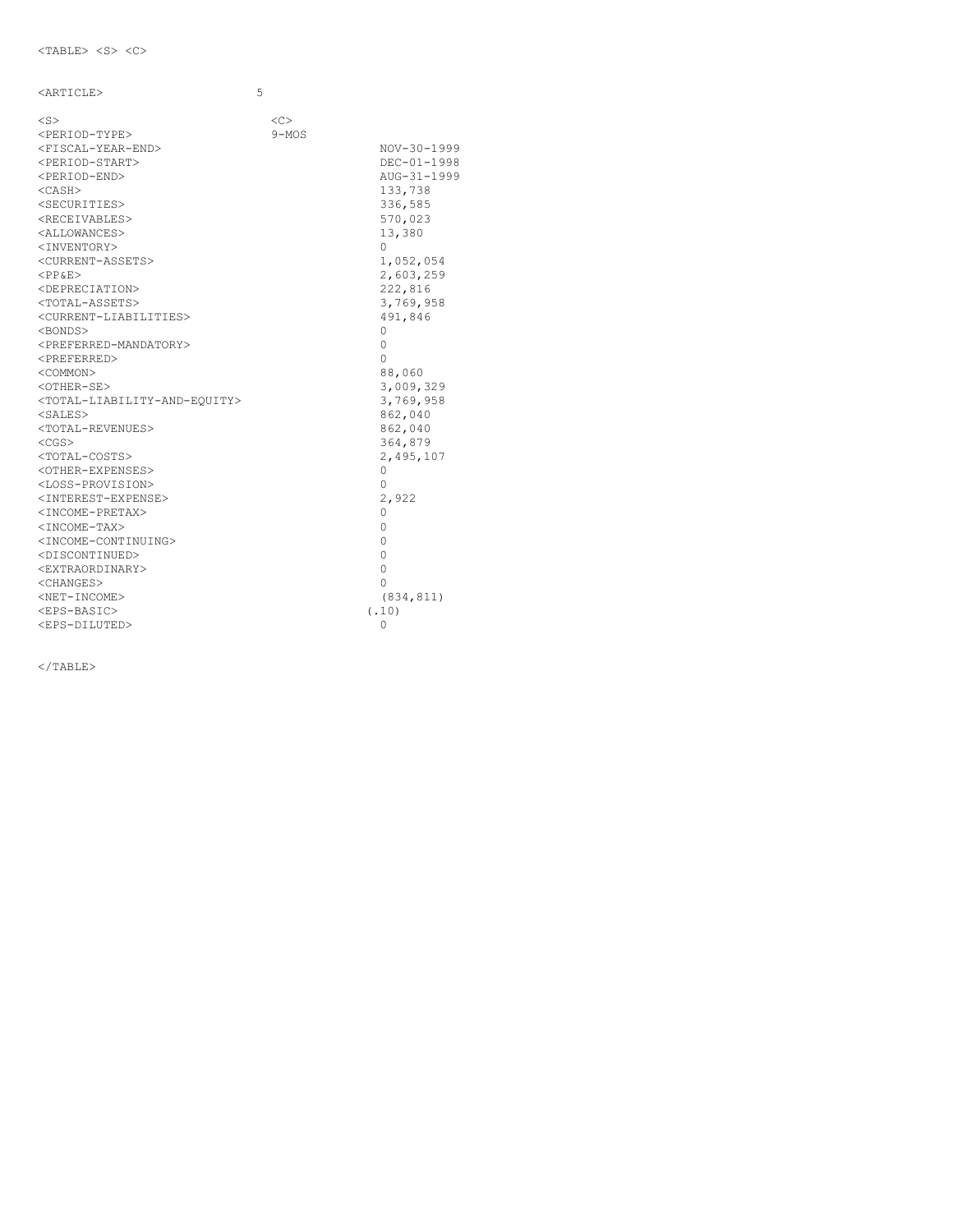```
<TABLE> <S> <C>

<ARTICLE>                     5

<S>                             <C>
<PERIOD-TYPE>                   9-MOS
<FISCAL-YEAR-END>                          NOV-30-1999
<PERIOD-START>                             DEC-01-1998
<PERIOD-END>                               AUG-31-1999
<CASH>                                     133,738
<SECURITIES>                               336,585
<RECEIVABLES>                              570,023
<ALLOWANCES>                               13,380
<INVENTORY>                                0
<CURRENT-ASSETS>                           1,052,054
<PP&E>                                     2,603,259
<DEPRECIATION>                             222,816
<TOTAL-ASSETS>                             3,769,958
<CURRENT-LIABILITIES>                      491,846
<BONDS>                                    0
<PREFERRED-MANDATORY>                      0
<PREFERRED>                                0
<COMMON>                                   88,060
<OTHER-SE>                                 3,009,329
<TOTAL-LIABILITY-AND-EQUITY>               3,769,958
<SALES>                                    862,040
<TOTAL-REVENUES>                           862,040
<CGS>                                      364,879
<TOTAL-COSTS>                              2,495,107
<OTHER-EXPENSES>                           0
<LOSS-PROVISION>                           0
<INTEREST-EXPENSE>                         2,922
<INCOME-PRETAX>                            0
<INCOME-TAX>                               0
<INCOME-CONTINUING>                        0
<DISCONTINUED>                             0
<EXTRAORDINARY>                            0
<CHANGES>                                  0
<NET-INCOME>                               (834,811)
<EPS-BASIC>                               (.10)
<EPS-DILUTED>                              0

</TABLE>
```